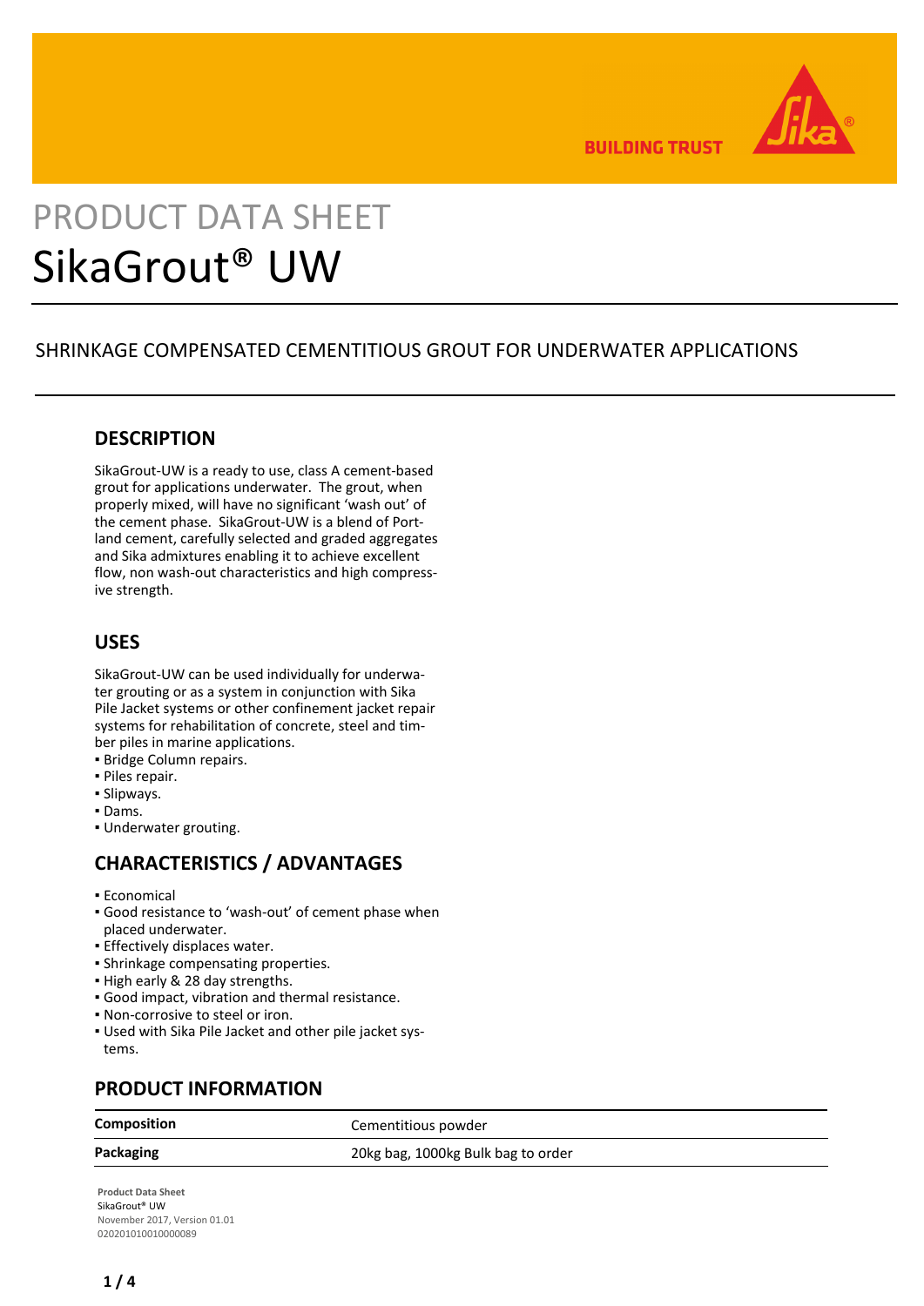PRODUCT DATA SHEET

# SikaGrout® UW

SHRINKAGE COMPENSATED CEMENTITIOUS GROUT FOR UNDERWATER APPLICATIONS

## DESCRIPTION

SikaGrout-UW is a ready to use, class A cement-based grout for applications underwater. The grout, when properly mixed, will have no significant 'wash out' of the cement phase. SikaGrout-UW is a blend of Portland cement, carefully selected and graded aggregates and Sika admixtures enabling it to achieve excellent flow, non wash-out characteristics and high compressive strength.

## USES

SikaGrout-UW can be used individually for underwater grouting or as a system in conjunction with Sika Pile Jacket systems or other confinement jacket repair systems for rehabilitation of concrete, steel and timber piles in marine applications.

- Bridge Column repairs.
- Piles repair.
- Slipways.
- Dams.
- Underwater grouting.

## CHARACTERISTICS / ADVANTAGES

- Economical
- Good resistance to 'wash-out' of cement phase when placed underwater.
- Effectively displaces water.
- Shrinkage compensating properties.
- High early & 28 day strengths.
- Good impact, vibration and thermal resistance.
- Non-corrosive to steel or iron.
- Used with Sika Pile Jacket and other pile jacket systems.

## PRODUCT INFORMATION

| | |
|---|---|
| **Composition** | Cementitious powder |
| **Packaging** | 20kg bag, 1000kg Bulk bag to order |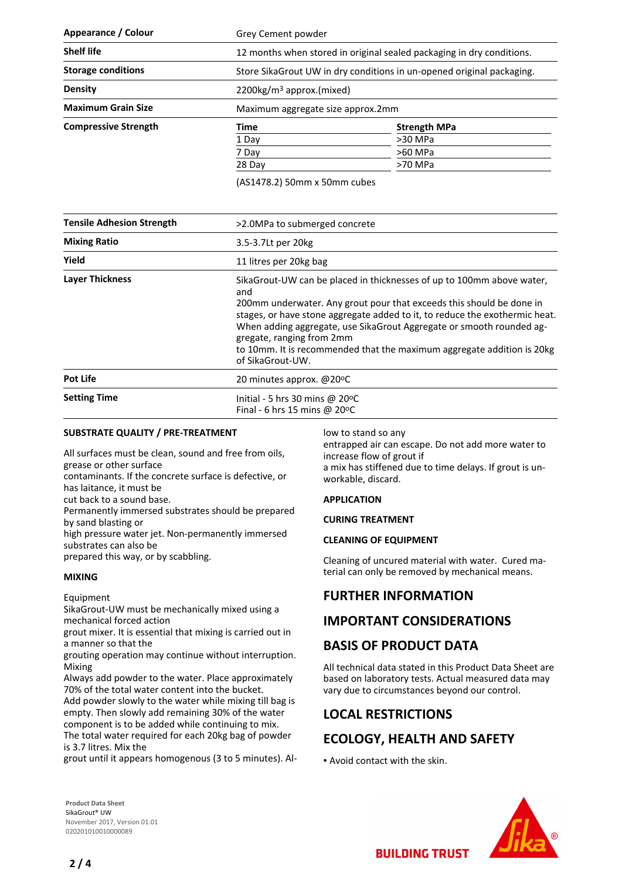| | |
|---|---|
| **Appearance / Colour** | Grey Cement powder |
| **Shelf life** | 12 months when stored in original sealed packaging in dry conditions. |
| **Storage conditions** | Store SikaGrout UW in dry conditions in un-opened original packaging. |
| **Density** | 2200kg/m$^3$ approx.(mixed) |
| **Maximum Grain Size** | Maximum aggregate size approx.2mm |

**Compressive Strength**

| Time | Strength MPa |
|---|---|
| 1 Day | >30 MPa |
| 7 Day | >60 MPa |
| 28 Day | >70 MPa |

(AS1478.2) 50mm x 50mm cubes

| | |
|---|---|
| **Tensile Adhesion Strength** | >2.0MPa to submerged concrete |
| **Mixing Ratio** | 3.5-3.7Lt per 20kg |
| **Yield** | 11 litres per 20kg bag |
| **Layer Thickness** | SikaGrout-UW can be placed in thicknesses of up to 100mm above water, and 200mm underwater. Any grout pour that exceeds this should be done in stages, or have stone aggregate added to it, to reduce the exothermic heat. When adding aggregate, use SikaGrout Aggregate or smooth rounded aggregate, ranging from 2mm to 10mm. It is recommended that the maximum aggregate addition is 20kg of SikaGrout-UW. |
| **Pot Life** | 20 minutes approx. @20ºC |
| **Setting Time** | Initial - 5 hrs 30 mins @ 20ºC<br>Final - 6 hrs 15 mins @ 20ºC |

**SUBSTRATE QUALITY / PRE-TREATMENT**

All surfaces must be clean, sound and free from oils, grease or other surface contaminants. If the concrete surface is defective, or has laitance, it must be cut back to a sound base.
Permanently immersed substrates should be prepared by sand blasting or high pressure water jet. Non-permanently immersed substrates can also be prepared this way, or by scabbling.

**MIXING**

Equipment
SikaGrout-UW must be mechanically mixed using a mechanical forced action grout mixer. It is essential that mixing is carried out in a manner so that the grouting operation may continue without interruption.
Mixing
Always add powder to the water. Place approximately 70% of the total water content into the bucket.
Add powder slowly to the water while mixing till bag is empty. Then slowly add remaining 30% of the water component is to be added while continuing to mix.
The total water required for each 20kg bag of powder is 3.7 litres. Mix the grout until it appears homogenous (3 to 5 minutes). Allow to stand so any entrapped air can escape. Do not add more water to increase flow of grout if a mix has stiffened due to time delays. If grout is unworkable, discard.

**APPLICATION**

**CURING TREATMENT**

**CLEANING OF EQUIPMENT**

Cleaning of uncured material with water. Cured material can only be removed by mechanical means.

## FURTHER INFORMATION

## IMPORTANT CONSIDERATIONS

## BASIS OF PRODUCT DATA

All technical data stated in this Product Data Sheet are based on laboratory tests. Actual measured data may vary due to circumstances beyond our control.

## LOCAL RESTRICTIONS

## ECOLOGY, HEALTH AND SAFETY

- Avoid contact with the skin.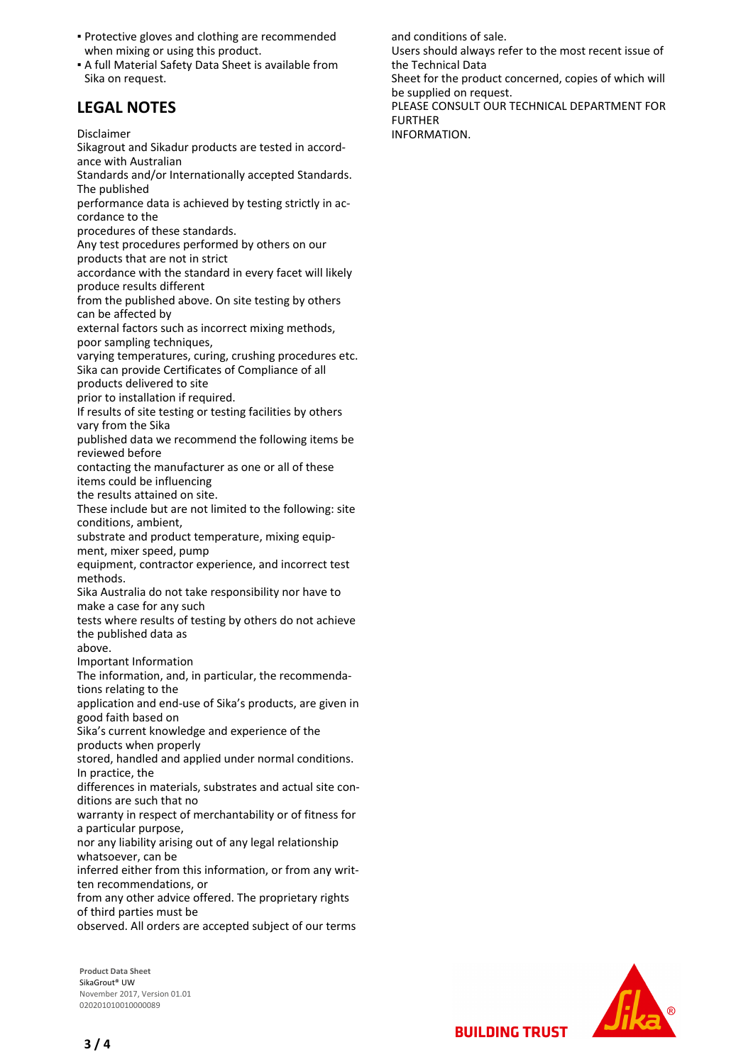- Protective gloves and clothing are recommended when mixing or using this product.
- A full Material Safety Data Sheet is available from Sika on request.

## LEGAL NOTES

Disclaimer

Sikagrout and Sikadur products are tested in accordance with Australian Standards and/or Internationally accepted Standards. The published performance data is achieved by testing strictly in accordance to the procedures of these standards.

Any test procedures performed by others on our products that are not in strict accordance with the standard in every facet will likely produce results different from the published above. On site testing by others can be affected by external factors such as incorrect mixing methods, poor sampling techniques, varying temperatures, curing, crushing procedures etc.

Sika can provide Certificates of Compliance of all products delivered to site prior to installation if required.

If results of site testing or testing facilities by others vary from the Sika published data we recommend the following items be reviewed before contacting the manufacturer as one or all of these items could be influencing the results attained on site.

These include but are not limited to the following: site conditions, ambient, substrate and product temperature, mixing equipment, mixer speed, pump equipment, contractor experience, and incorrect test methods.

Sika Australia do not take responsibility nor have to make a case for any such tests where results of testing by others do not achieve the published data as above.

Important Information

The information, and, in particular, the recommendations relating to the application and end-use of Sika's products, are given in good faith based on Sika's current knowledge and experience of the products when properly stored, handled and applied under normal conditions. In practice, the differences in materials, substrates and actual site conditions are such that no warranty in respect of merchantability or of fitness for a particular purpose, nor any liability arising out of any legal relationship whatsoever, can be inferred either from this information, or from any written recommendations, or from any other advice offered. The proprietary rights of third parties must be observed. All orders are accepted subject of our terms and conditions of sale.

Users should always refer to the most recent issue of the Technical Data Sheet for the product concerned, copies of which will be supplied on request.

PLEASE CONSULT OUR TECHNICAL DEPARTMENT FOR FURTHER INFORMATION.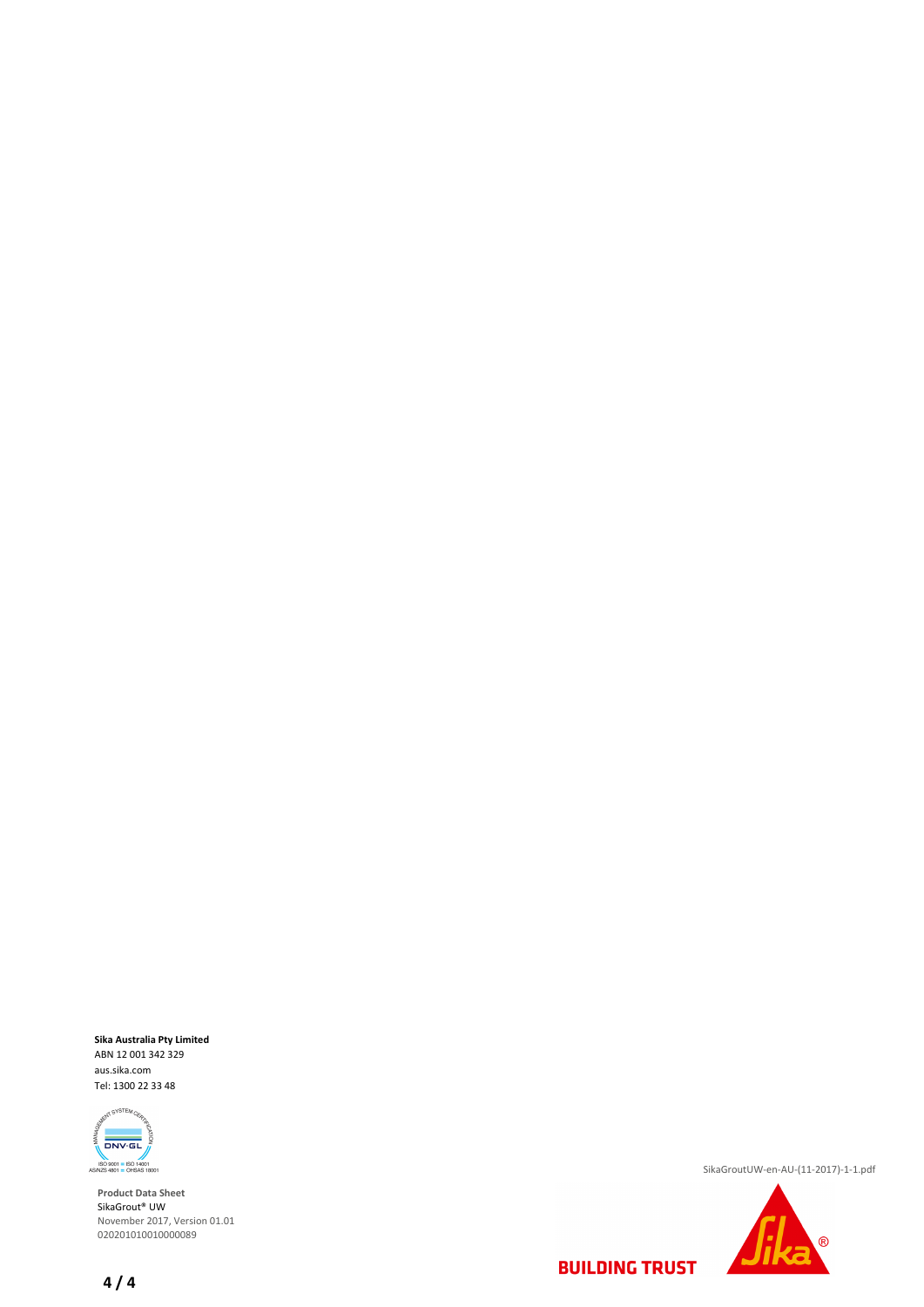**Sika Australia Pty Limited**
ABN 12 001 342 329
aus.sika.com
Tel: 1300 22 33 48

**Product Data Sheet**
SikaGrout® UW
November 2017, Version 01.01
020201010010000089

SikaGroutUW-en-AU-(11-2017)-1-1.pdf

**BUILDING TRUST**